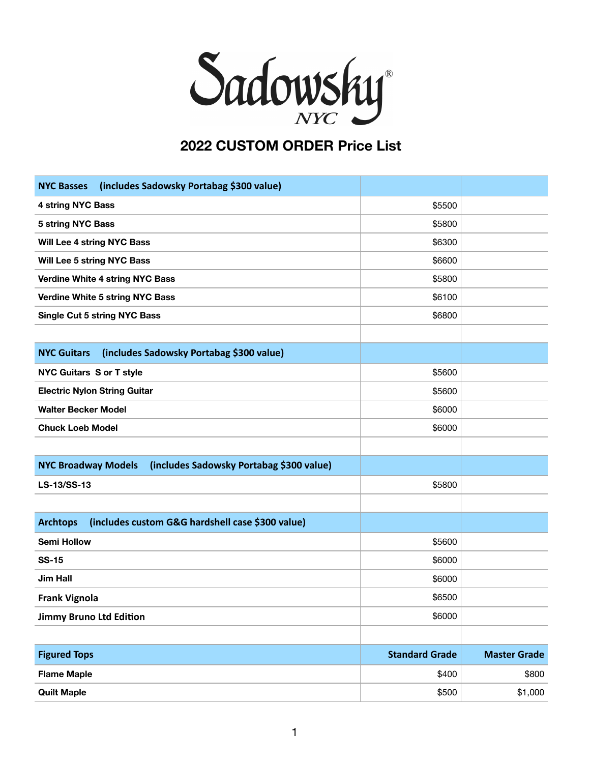# Sadowsky® NYC

## 2022 CUSTOM ORDER Price List

| NYC Basses (includes Sadowsky Portabag $300 value) | | |
|---|---|---|
| 4 string NYC Bass | $5500 | |
| 5 string NYC Bass | $5800 | |
| Will Lee 4 string NYC Bass | $6300 | |
| Will Lee 5 string NYC Bass | $6600 | |
| Verdine White 4 string NYC Bass | $5800 | |
| Verdine White 5 string NYC Bass | $6100 | |
| Single Cut 5 string NYC Bass | $6800 | |
| | | |
| **NYC Guitars (includes Sadowsky Portabag $300 value)** | | |
| NYC Guitars S or T style | $5600 | |
| Electric Nylon String Guitar | $5600 | |
| Walter Becker Model | $6000 | |
| Chuck Loeb Model | $6000 | |
| | | |
| **NYC Broadway Models (includes Sadowsky Portabag $300 value)** | | |
| LS-13/SS-13 | $5800 | |
| | | |
| **Archtops (includes custom G&G hardshell case $300 value)** | | |
| Semi Hollow | $5600 | |
| SS-15 | $6000 | |
| Jim Hall | $6000 | |
| Frank Vignola | $6500 | |
| Jimmy Bruno Ltd Edition | $6000 | |
| | | |
| **Figured Tops** | **Standard Grade** | **Master Grade** |
| Flame Maple | $400 | $800 |
| Quilt Maple | $500 | $1,000 |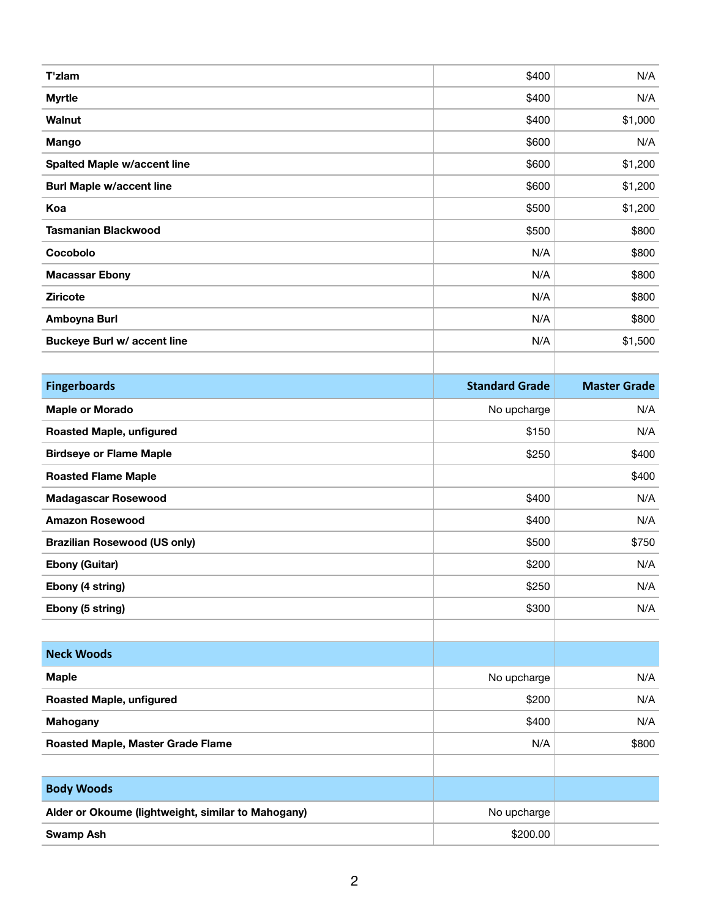| | | |
|---|---|---|
| **T'zlam** | $400 | N/A |
| **Myrtle** | $400 | N/A |
| **Walnut** | $400 | $1,000 |
| **Mango** | $600 | N/A |
| **Spalted Maple w/accent line** | $600 | $1,200 |
| **Burl Maple w/accent line** | $600 | $1,200 |
| **Koa** | $500 | $1,200 |
| **Tasmanian Blackwood** | $500 | $800 |
| **Cocobolo** | N/A | $800 |
| **Macassar Ebony** | N/A | $800 |
| **Ziricote** | N/A | $800 |
| **Amboyna Burl** | N/A | $800 |
| **Buckeye Burl w/ accent line** | N/A | $1,500 |

| **Fingerboards** | **Standard Grade** | **Master Grade** |
|---|---|---|
| **Maple or Morado** | No upcharge | N/A |
| **Roasted Maple, unfigured** | $150 | N/A |
| **Birdseye or Flame Maple** | $250 | $400 |
| **Roasted Flame Maple** | | $400 |
| **Madagascar Rosewood** | $400 | N/A |
| **Amazon Rosewood** | $400 | N/A |
| **Brazilian Rosewood (US only)** | $500 | $750 |
| **Ebony (Guitar)** | $200 | N/A |
| **Ebony (4 string)** | $250 | N/A |
| **Ebony (5 string)** | $300 | N/A |

| **Neck Woods** | | |
|---|---|---|
| **Maple** | No upcharge | N/A |
| **Roasted Maple, unfigured** | $200 | N/A |
| **Mahogany** | $400 | N/A |
| **Roasted Maple, Master Grade Flame** | N/A | $800 |

| **Body Woods** | | |
|---|---|---|
| **Alder or Okoume (lightweight, similar to Mahogany)** | No upcharge | |
| **Swamp Ash** | $200.00 | |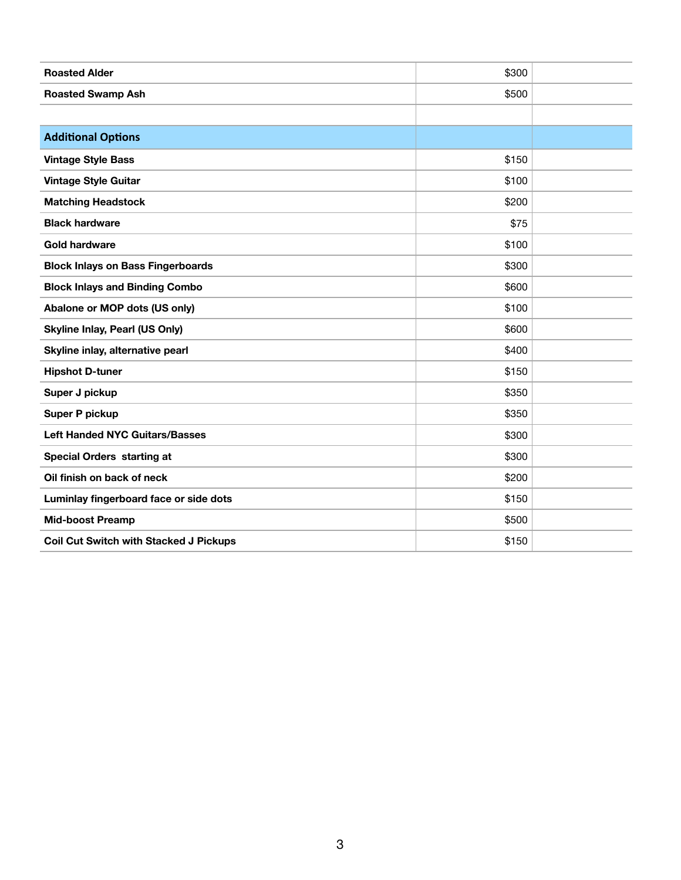| | | |
|---|---|---|
| **Roasted Alder** | $300 | |
| **Roasted Swamp Ash** | $500 | |
| | | |
| **Additional Options** | | |
| **Vintage Style Bass** | $150 | |
| **Vintage Style Guitar** | $100 | |
| **Matching Headstock** | $200 | |
| **Black hardware** | $75 | |
| **Gold hardware** | $100 | |
| **Block Inlays on Bass Fingerboards** | $300 | |
| **Block Inlays and Binding Combo** | $600 | |
| **Abalone or MOP dots (US only)** | $100 | |
| **Skyline Inlay, Pearl (US Only)** | $600 | |
| **Skyline inlay, alternative pearl** | $400 | |
| **Hipshot D-tuner** | $150 | |
| **Super J pickup** | $350 | |
| **Super P pickup** | $350 | |
| **Left Handed NYC Guitars/Basses** | $300 | |
| **Special Orders starting at** | $300 | |
| **Oil finish on back of neck** | $200 | |
| **Luminlay fingerboard face or side dots** | $150 | |
| **Mid-boost Preamp** | $500 | |
| **Coil Cut Switch with Stacked J Pickups** | $150 | |